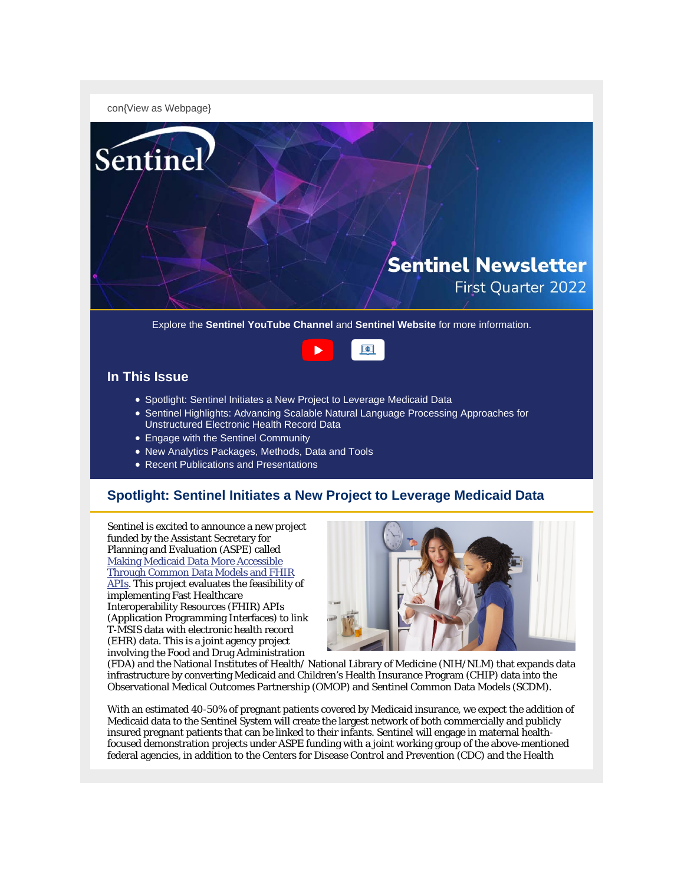con{View as Webpage}

Sentinel

# Sentinel Newsletter

First Quarter 2022

Explore the **Sentinel YouTube Channel** and **Sentinel Website** for more information.

## In This Issue

- Spotlight: Sentinel Initiates a New Project to Leverage Medicaid Data
- Sentinel Highlights: Advancing Scalable Natural Language Processing Approaches for Unstructured Electronic Health Record Data
- Engage with the Sentinel Community
- New Analytics Packages, Methods, Data and Tools
- Recent Publications and Presentations

## Spotlight: Sentinel Initiates a New Project to Leverage Medicaid Data

Sentinel is excited to announce a new project funded by the Assistant Secretary for Planning and Evaluation (ASPE) called Making Medicaid Data More Accessible Through Common Data Models and FHIR APIs. This project evaluates the feasibility of implementing Fast Healthcare Interoperability Resources (FHIR) APIs (Application Programming Interfaces) to link T-MSIS data with electronic health record (EHR) data. This is a joint agency project involving the Food and Drug Administration (FDA) and the National Institutes of Health/ National Library of Medicine (NIH/NLM) that expands data infrastructure by converting Medicaid and Children's Health Insurance Program (CHIP) data into the Observational Medical Outcomes Partnership (OMOP) and Sentinel Common Data Models (SCDM).

With an estimated 40-50% of pregnant patients covered by Medicaid insurance, we expect the addition of Medicaid data to the Sentinel System will create the largest network of both commercially and publicly insured pregnant patients that can be linked to their infants. Sentinel will engage in maternal health-focused demonstration projects under ASPE funding with a joint working group of the above-mentioned federal agencies, in addition to the Centers for Disease Control and Prevention (CDC) and the Health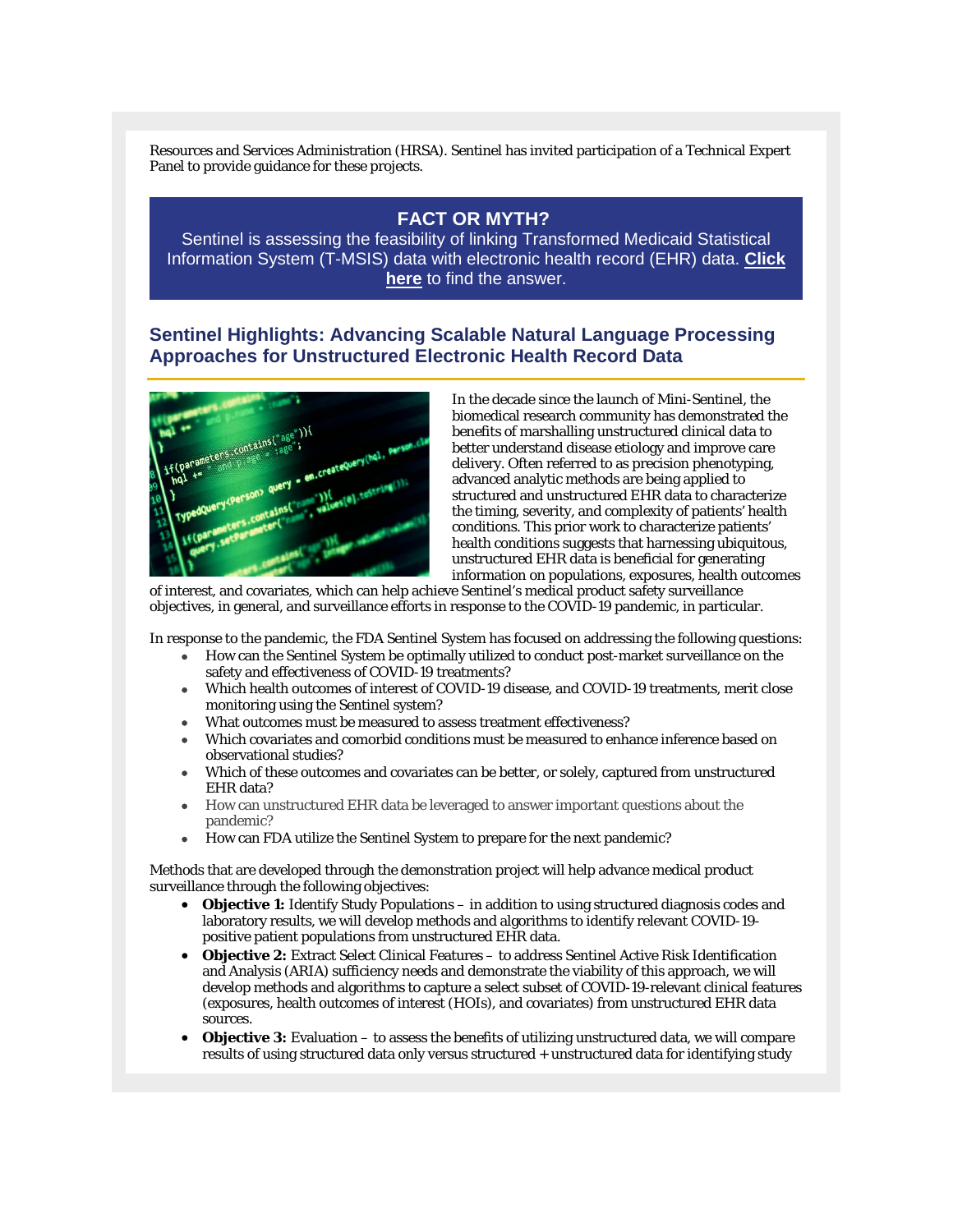Resources and Services Administration (HRSA). Sentinel has invited participation of a Technical Expert Panel to provide guidance for these projects.

**FACT OR MYTH?**

Sentinel is assessing the feasibility of linking Transformed Medicaid Statistical Information System (T-MSIS) data with electronic health record (EHR) data. **Click here** to find the answer.

## Sentinel Highlights: Advancing Scalable Natural Language Processing Approaches for Unstructured Electronic Health Record Data

In the decade since the launch of Mini-Sentinel, the biomedical research community has demonstrated the benefits of marshalling unstructured clinical data to better understand disease etiology and improve care delivery. Often referred to as precision phenotyping, advanced analytic methods are being applied to structured and unstructured EHR data to characterize the timing, severity, and complexity of patients' health conditions. This prior work to characterize patients' health conditions suggests that harnessing ubiquitous, unstructured EHR data is beneficial for generating information on populations, exposures, health outcomes of interest, and covariates, which can help achieve Sentinel's medical product safety surveillance objectives, in general, and surveillance efforts in response to the COVID-19 pandemic, in particular.

In response to the pandemic, the FDA Sentinel System has focused on addressing the following questions:

- How can the Sentinel System be optimally utilized to conduct post-market surveillance on the safety and effectiveness of COVID-19 treatments?
- Which health outcomes of interest of COVID-19 disease, and COVID-19 treatments, merit close monitoring using the Sentinel system?
- What outcomes must be measured to assess treatment effectiveness?
- Which covariates and comorbid conditions must be measured to enhance inference based on observational studies?
- Which of these outcomes and covariates can be better, or solely, captured from unstructured EHR data?
- How can unstructured EHR data be leveraged to answer important questions about the pandemic?
- How can FDA utilize the Sentinel System to prepare for the next pandemic?

Methods that are developed through the demonstration project will help advance medical product surveillance through the following objectives:

- **Objective 1:** Identify Study Populations – in addition to using structured diagnosis codes and laboratory results, we will develop methods and algorithms to identify relevant COVID-19-positive patient populations from unstructured EHR data.
- **Objective 2:** Extract Select Clinical Features – to address Sentinel Active Risk Identification and Analysis (ARIA) sufficiency needs and demonstrate the viability of this approach, we will develop methods and algorithms to capture a select subset of COVID-19-relevant clinical features (exposures, health outcomes of interest (HOIs), and covariates) from unstructured EHR data sources.
- **Objective 3:** Evaluation – to assess the benefits of utilizing unstructured data, we will compare results of using structured data only versus structured + unstructured data for identifying study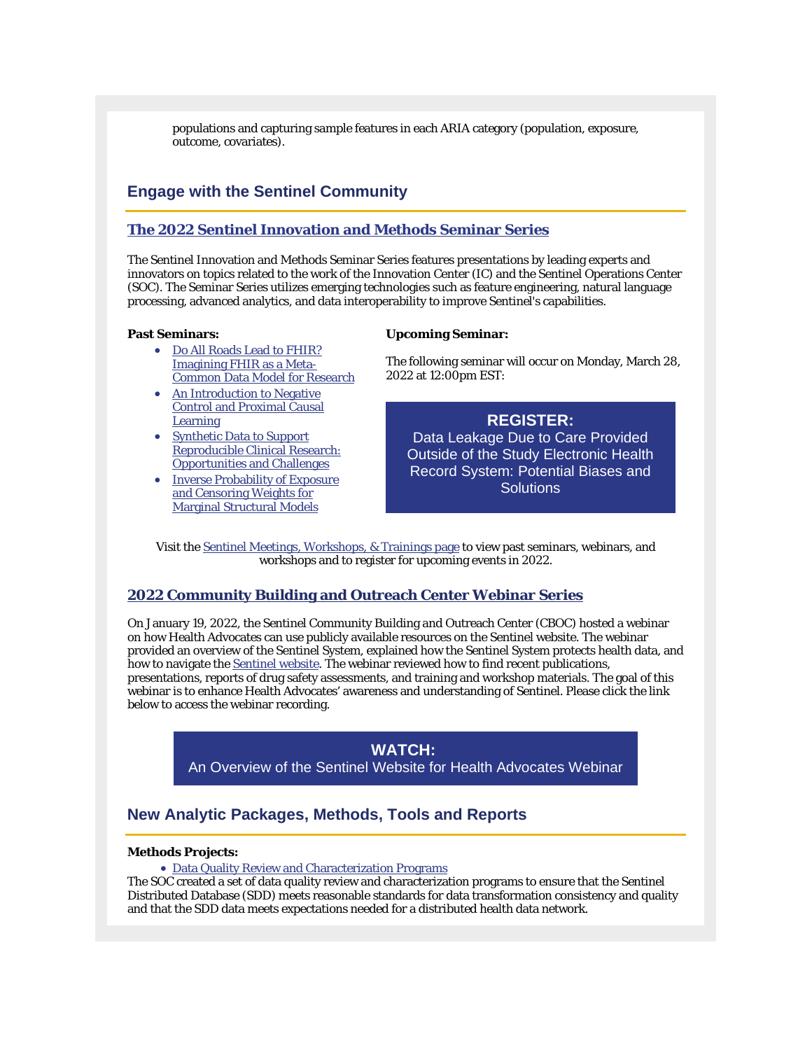populations and capturing sample features in each ARIA category (population, exposure, outcome, covariates).

## Engage with the Sentinel Community

### The 2022 Sentinel Innovation and Methods Seminar Series

The Sentinel Innovation and Methods Seminar Series features presentations by leading experts and innovators on topics related to the work of the Innovation Center (IC) and the Sentinel Operations Center (SOC). The Seminar Series utilizes emerging technologies such as feature engineering, natural language processing, advanced analytics, and data interoperability to improve Sentinel's capabilities.

**Past Seminars:**

- Do All Roads Lead to FHIR? Imagining FHIR as a Meta-Common Data Model for Research
- An Introduction to Negative Control and Proximal Causal Learning
- Synthetic Data to Support Reproducible Clinical Research: Opportunities and Challenges
- Inverse Probability of Exposure and Censoring Weights for Marginal Structural Models

**Upcoming Seminar:**

The following seminar will occur on Monday, March 28, 2022 at 12:00pm EST:

**REGISTER:**
Data Leakage Due to Care Provided Outside of the Study Electronic Health Record System: Potential Biases and Solutions

Visit the Sentinel Meetings, Workshops, & Trainings page to view past seminars, webinars, and workshops and to register for upcoming events in 2022.

### 2022 Community Building and Outreach Center Webinar Series

On January 19, 2022, the Sentinel Community Building and Outreach Center (CBOC) hosted a webinar on how Health Advocates can use publicly available resources on the Sentinel website. The webinar provided an overview of the Sentinel System, explained how the Sentinel System protects health data, and how to navigate the Sentinel website. The webinar reviewed how to find recent publications, presentations, reports of drug safety assessments, and training and workshop materials. The goal of this webinar is to enhance Health Advocates' awareness and understanding of Sentinel. Please click the link below to access the webinar recording.

**WATCH:**
An Overview of the Sentinel Website for Health Advocates Webinar

## New Analytic Packages, Methods, Tools and Reports

**Methods Projects:**

- Data Quality Review and Characterization Programs

The SOC created a set of data quality review and characterization programs to ensure that the Sentinel Distributed Database (SDD) meets reasonable standards for data transformation consistency and quality and that the SDD data meets expectations needed for a distributed health data network.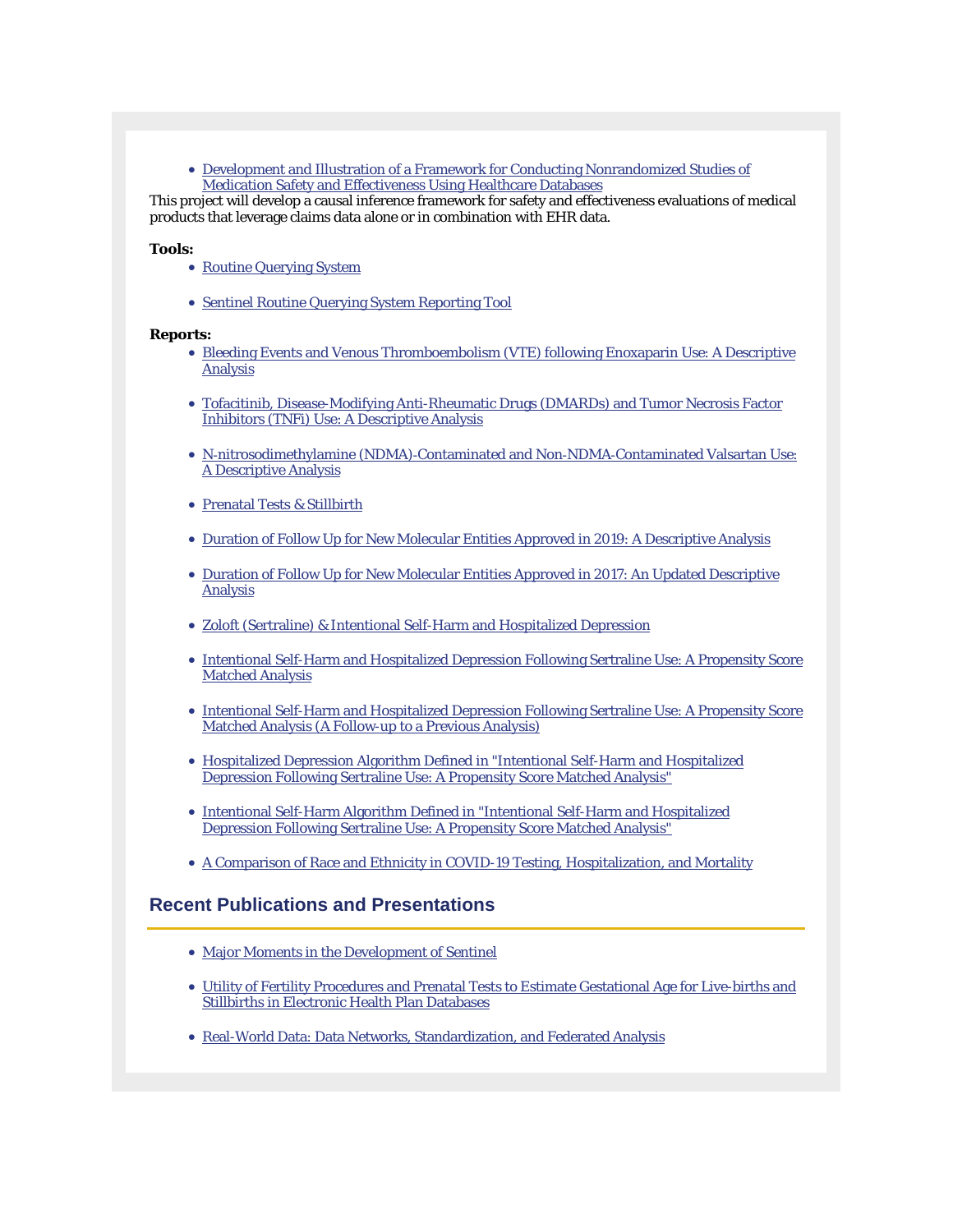- Development and Illustration of a Framework for Conducting Nonrandomized Studies of Medication Safety and Effectiveness Using Healthcare Databases

This project will develop a causal inference framework for safety and effectiveness evaluations of medical products that leverage claims data alone or in combination with EHR data.

**Tools:**

- Routine Querying System
- Sentinel Routine Querying System Reporting Tool

**Reports:**

- Bleeding Events and Venous Thromboembolism (VTE) following Enoxaparin Use: A Descriptive Analysis
- Tofacitinib, Disease-Modifying Anti-Rheumatic Drugs (DMARDs) and Tumor Necrosis Factor Inhibitors (TNFi) Use: A Descriptive Analysis
- N-nitrosodimethylamine (NDMA)-Contaminated and Non-NDMA-Contaminated Valsartan Use: A Descriptive Analysis
- Prenatal Tests & Stillbirth
- Duration of Follow Up for New Molecular Entities Approved in 2019: A Descriptive Analysis
- Duration of Follow Up for New Molecular Entities Approved in 2017: An Updated Descriptive Analysis
- Zoloft (Sertraline) & Intentional Self-Harm and Hospitalized Depression
- Intentional Self-Harm and Hospitalized Depression Following Sertraline Use: A Propensity Score Matched Analysis
- Intentional Self-Harm and Hospitalized Depression Following Sertraline Use: A Propensity Score Matched Analysis (A Follow-up to a Previous Analysis)
- Hospitalized Depression Algorithm Defined in "Intentional Self-Harm and Hospitalized Depression Following Sertraline Use: A Propensity Score Matched Analysis"
- Intentional Self-Harm Algorithm Defined in "Intentional Self-Harm and Hospitalized Depression Following Sertraline Use: A Propensity Score Matched Analysis"
- A Comparison of Race and Ethnicity in COVID-19 Testing, Hospitalization, and Mortality

## Recent Publications and Presentations

- Major Moments in the Development of Sentinel
- Utility of Fertility Procedures and Prenatal Tests to Estimate Gestational Age for Live-births and Stillbirths in Electronic Health Plan Databases
- Real-World Data: Data Networks, Standardization, and Federated Analysis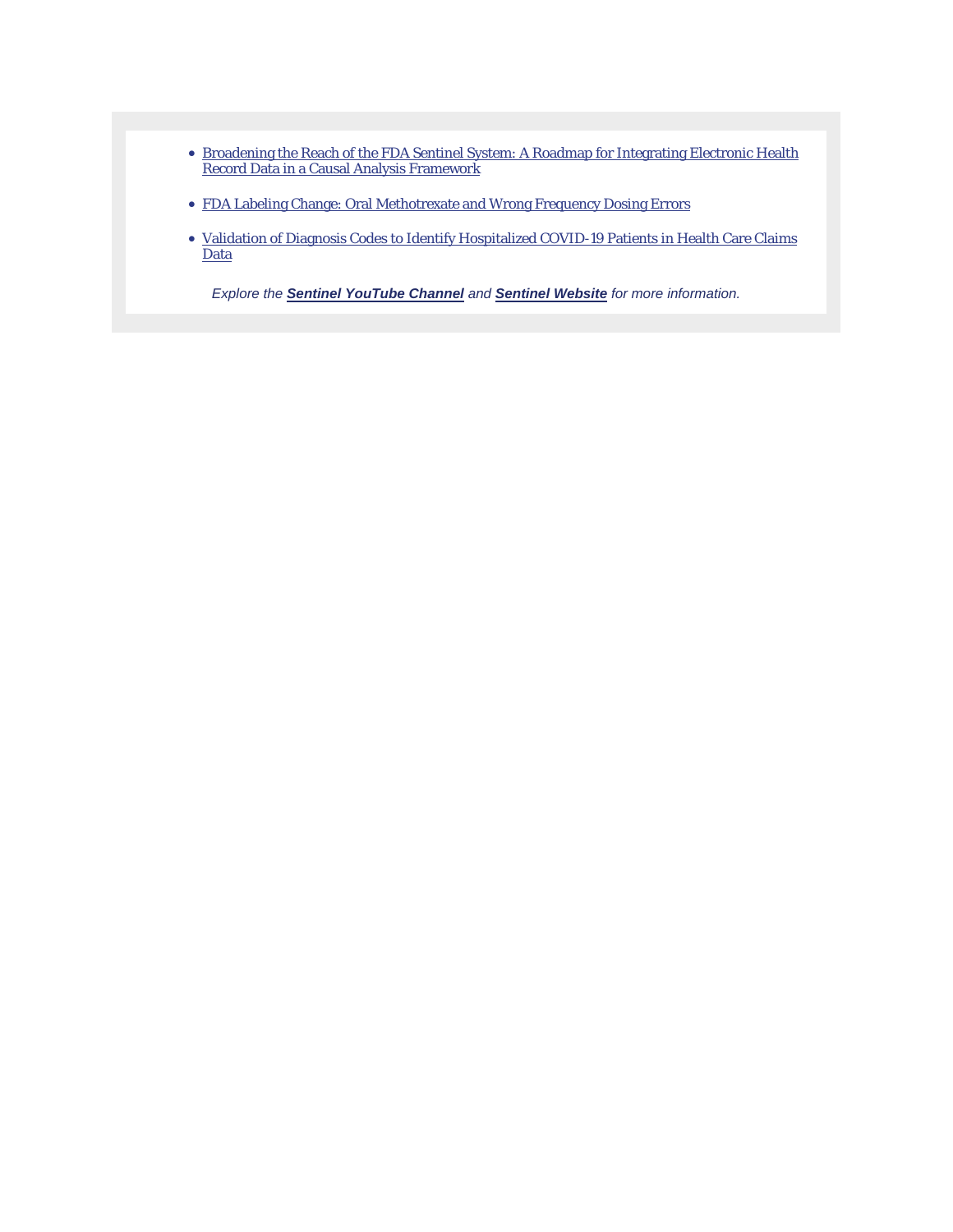- Broadening the Reach of the FDA Sentinel System: A Roadmap for Integrating Electronic Health Record Data in a Causal Analysis Framework

- FDA Labeling Change: Oral Methotrexate and Wrong Frequency Dosing Errors

- Validation of Diagnosis Codes to Identify Hospitalized COVID-19 Patients in Health Care Claims Data

*Explore the **Sentinel YouTube Channel** and **Sentinel Website** for more information.*